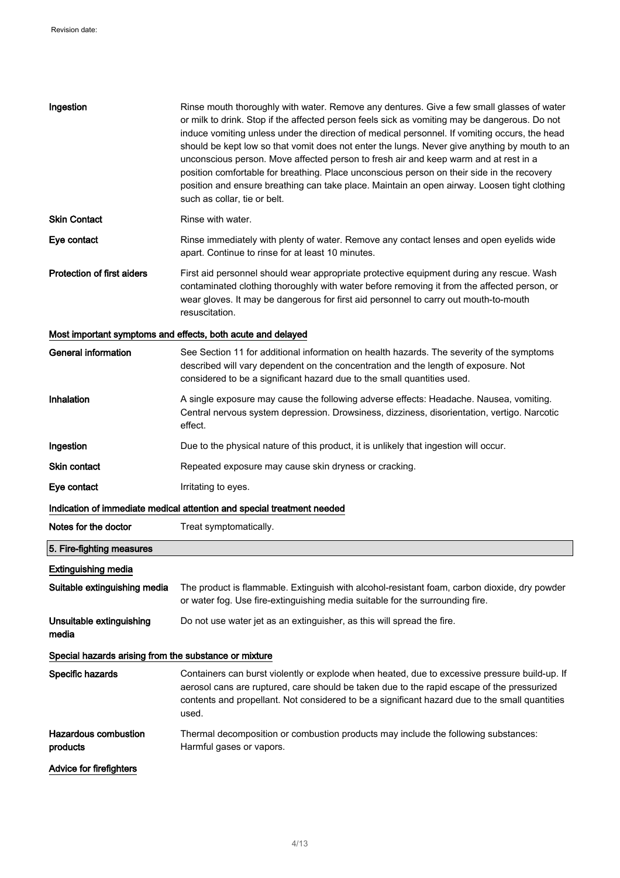Revision date:

**Ingestion** Rinse mouth thoroughly with water. Remove any dentures. Give a few small glasses of water or milk to drink. Stop if the affected person feels sick as vomiting may be dangerous. Do not induce vomiting unless under the direction of medical personnel. If vomiting occurs, the head should be kept low so that vomit does not enter the lungs. Never give anything by mouth to an unconscious person. Move affected person to fresh air and keep warm and at rest in a position comfortable for breathing. Place unconscious person on their side in the recovery position and ensure breathing can take place. Maintain an open airway. Loosen tight clothing such as collar, tie or belt.

**Skin Contact** Rinse with water.

**Eye contact** Rinse immediately with plenty of water. Remove any contact lenses and open eyelids wide apart. Continue to rinse for at least 10 minutes.

**Protection of first aiders** First aid personnel should wear appropriate protective equipment during any rescue. Wash contaminated clothing thoroughly with water before removing it from the affected person, or wear gloves. It may be dangerous for first aid personnel to carry out mouth-to-mouth resuscitation.

### Most important symptoms and effects, both acute and delayed

**General information** See Section 11 for additional information on health hazards. The severity of the symptoms described will vary dependent on the concentration and the length of exposure. Not considered to be a significant hazard due to the small quantities used.

**Inhalation** A single exposure may cause the following adverse effects: Headache. Nausea, vomiting. Central nervous system depression. Drowsiness, dizziness, disorientation, vertigo. Narcotic effect.

**Ingestion** Due to the physical nature of this product, it is unlikely that ingestion will occur.

**Skin contact** Repeated exposure may cause skin dryness or cracking.

**Eye contact** Irritating to eyes.

### Indication of immediate medical attention and special treatment needed

**Notes for the doctor** Treat symptomatically.

## 5. Fire-fighting measures

### Extinguishing media

**Suitable extinguishing media** The product is flammable. Extinguish with alcohol-resistant foam, carbon dioxide, dry powder or water fog. Use fire-extinguishing media suitable for the surrounding fire.

**Unsuitable extinguishing media** Do not use water jet as an extinguisher, as this will spread the fire.

### Special hazards arising from the substance or mixture

**Specific hazards** Containers can burst violently or explode when heated, due to excessive pressure build-up. If aerosol cans are ruptured, care should be taken due to the rapid escape of the pressurized contents and propellant. Not considered to be a significant hazard due to the small quantities used.

**Hazardous combustion products** Thermal decomposition or combustion products may include the following substances: Harmful gases or vapors.

### Advice for firefighters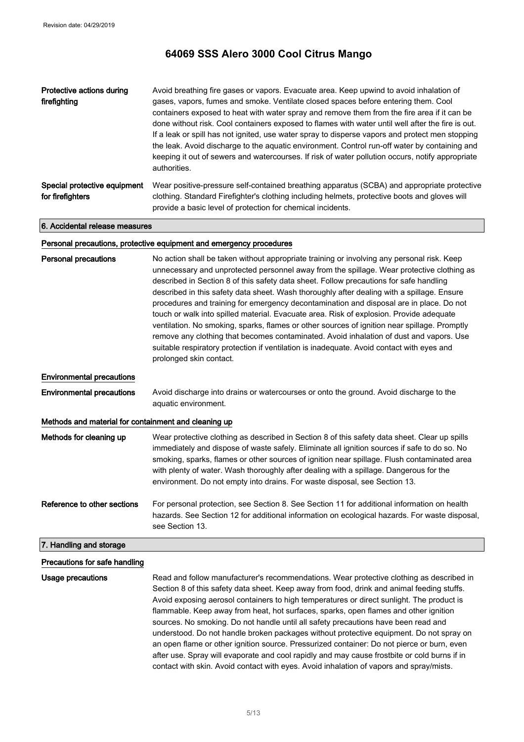| | |
|---|---|
| **Protective actions during firefighting** | Avoid breathing fire gases or vapors. Evacuate area. Keep upwind to avoid inhalation of gases, vapors, fumes and smoke. Ventilate closed spaces before entering them. Cool containers exposed to heat with water spray and remove them from the fire area if it can be done without risk. Cool containers exposed to flames with water until well after the fire is out. If a leak or spill has not ignited, use water spray to disperse vapors and protect men stopping the leak. Avoid discharge to the aquatic environment. Control run-off water by containing and keeping it out of sewers and watercourses. If risk of water pollution occurs, notify appropriate authorities. |
| **Special protective equipment for firefighters** | Wear positive-pressure self-contained breathing apparatus (SCBA) and appropriate protective clothing. Standard Firefighter's clothing including helmets, protective boots and gloves will provide a basic level of protection for chemical incidents. |

## 6. Accidental release measures

### Personal precautions, protective equipment and emergency procedures

| | |
|---|---|
| **Personal precautions** | No action shall be taken without appropriate training or involving any personal risk. Keep unnecessary and unprotected personnel away from the spillage. Wear protective clothing as described in Section 8 of this safety data sheet. Follow precautions for safe handling described in this safety data sheet. Wash thoroughly after dealing with a spillage. Ensure procedures and training for emergency decontamination and disposal are in place. Do not touch or walk into spilled material. Evacuate area. Risk of explosion. Provide adequate ventilation. No smoking, sparks, flames or other sources of ignition near spillage. Promptly remove any clothing that becomes contaminated. Avoid inhalation of dust and vapors. Use suitable respiratory protection if ventilation is inadequate. Avoid contact with eyes and prolonged skin contact. |

### Environmental precautions

| | |
|---|---|
| **Environmental precautions** | Avoid discharge into drains or watercourses or onto the ground. Avoid discharge to the aquatic environment. |

### Methods and material for containment and cleaning up

| | |
|---|---|
| **Methods for cleaning up** | Wear protective clothing as described in Section 8 of this safety data sheet. Clear up spills immediately and dispose of waste safely. Eliminate all ignition sources if safe to do so. No smoking, sparks, flames or other sources of ignition near spillage. Flush contaminated area with plenty of water. Wash thoroughly after dealing with a spillage. Dangerous for the environment. Do not empty into drains. For waste disposal, see Section 13. |
| **Reference to other sections** | For personal protection, see Section 8. See Section 11 for additional information on health hazards. See Section 12 for additional information on ecological hazards. For waste disposal, see Section 13. |

## 7. Handling and storage

### Precautions for safe handling

| | |
|---|---|
| **Usage precautions** | Read and follow manufacturer's recommendations. Wear protective clothing as described in Section 8 of this safety data sheet. Keep away from food, drink and animal feeding stuffs. Avoid exposing aerosol containers to high temperatures or direct sunlight. The product is flammable. Keep away from heat, hot surfaces, sparks, open flames and other ignition sources. No smoking. Do not handle until all safety precautions have been read and understood. Do not handle broken packages without protective equipment. Do not spray on an open flame or other ignition source. Pressurized container: Do not pierce or burn, even after use. Spray will evaporate and cool rapidly and may cause frostbite or cold burns if in contact with skin. Avoid contact with eyes. Avoid inhalation of vapors and spray/mists. |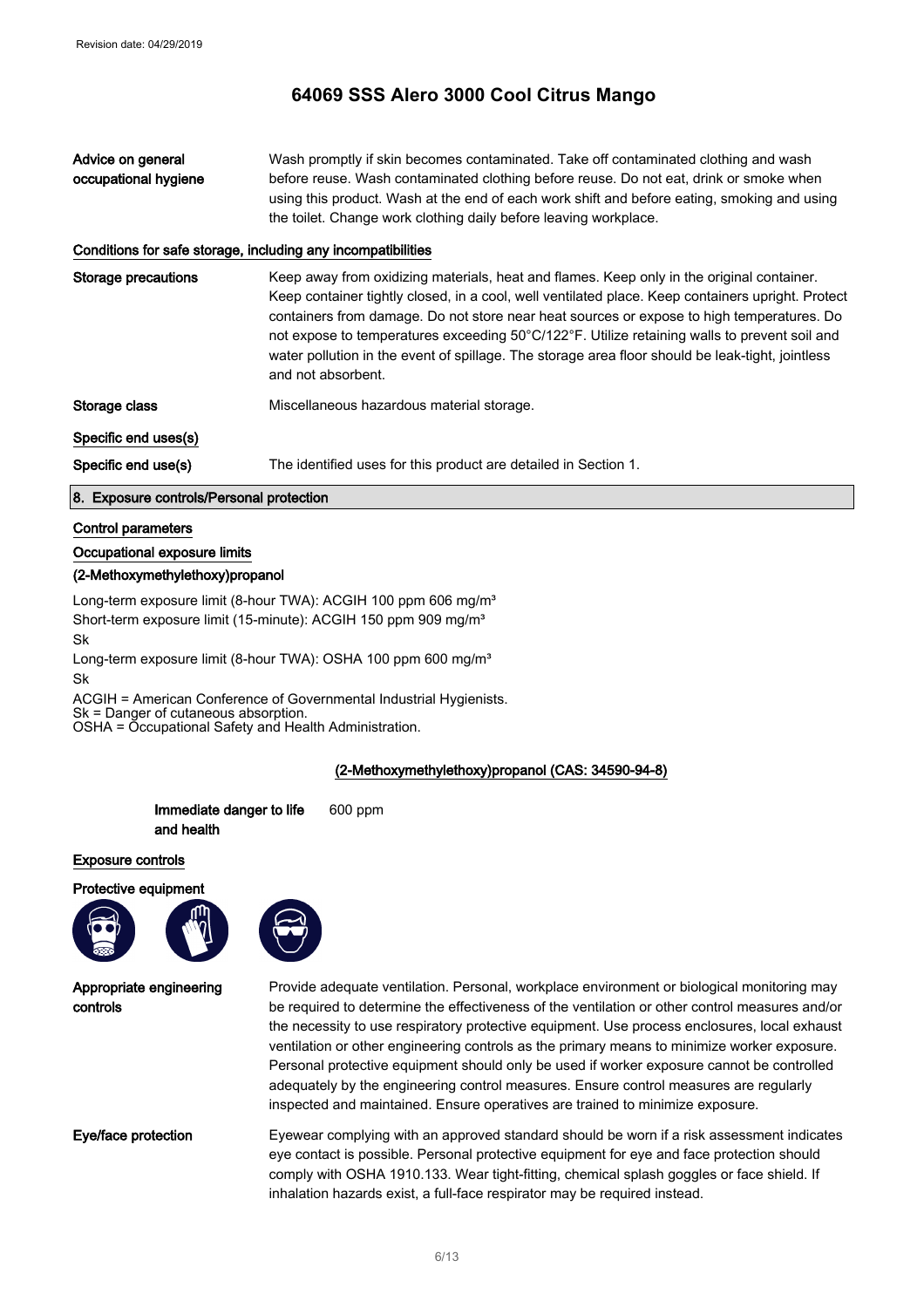**Advice on general occupational hygiene**

Wash promptly if skin becomes contaminated. Take off contaminated clothing and wash before reuse. Wash contaminated clothing before reuse. Do not eat, drink or smoke when using this product. Wash at the end of each work shift and before eating, smoking and using the toilet. Change work clothing daily before leaving workplace.

### Conditions for safe storage, including any incompatibilities

**Storage precautions**

Keep away from oxidizing materials, heat and flames. Keep only in the original container. Keep container tightly closed, in a cool, well ventilated place. Keep containers upright. Protect containers from damage. Do not store near heat sources or expose to high temperatures. Do not expose to temperatures exceeding 50°C/122°F. Utilize retaining walls to prevent soil and water pollution in the event of spillage. The storage area floor should be leak-tight, jointless and not absorbent.

**Storage class**

Miscellaneous hazardous material storage.

### Specific end uses(s)

**Specific end use(s)**

The identified uses for this product are detailed in Section 1.

## 8. Exposure controls/Personal protection

### Control parameters

### Occupational exposure limits

**(2-Methoxymethylethoxy)propanol**

Long-term exposure limit (8-hour TWA): ACGIH 100 ppm 606 mg/m³
Short-term exposure limit (15-minute): ACGIH 150 ppm 909 mg/m³
Sk
Long-term exposure limit (8-hour TWA): OSHA 100 ppm 600 mg/m³
Sk

ACGIH = American Conference of Governmental Industrial Hygienists.
Sk = Danger of cutaneous absorption.
OSHA = Occupational Safety and Health Administration.

**(2-Methoxymethylethoxy)propanol (CAS: 34590-94-8)**

**Immediate danger to life and health** 600 ppm

### Exposure controls

**Protective equipment**

**Appropriate engineering controls**

Provide adequate ventilation. Personal, workplace environment or biological monitoring may be required to determine the effectiveness of the ventilation or other control measures and/or the necessity to use respiratory protective equipment. Use process enclosures, local exhaust ventilation or other engineering controls as the primary means to minimize worker exposure. Personal protective equipment should only be used if worker exposure cannot be controlled adequately by the engineering control measures. Ensure control measures are regularly inspected and maintained. Ensure operatives are trained to minimize exposure.

**Eye/face protection**

Eyewear complying with an approved standard should be worn if a risk assessment indicates eye contact is possible. Personal protective equipment for eye and face protection should comply with OSHA 1910.133. Wear tight-fitting, chemical splash goggles or face shield. If inhalation hazards exist, a full-face respirator may be required instead.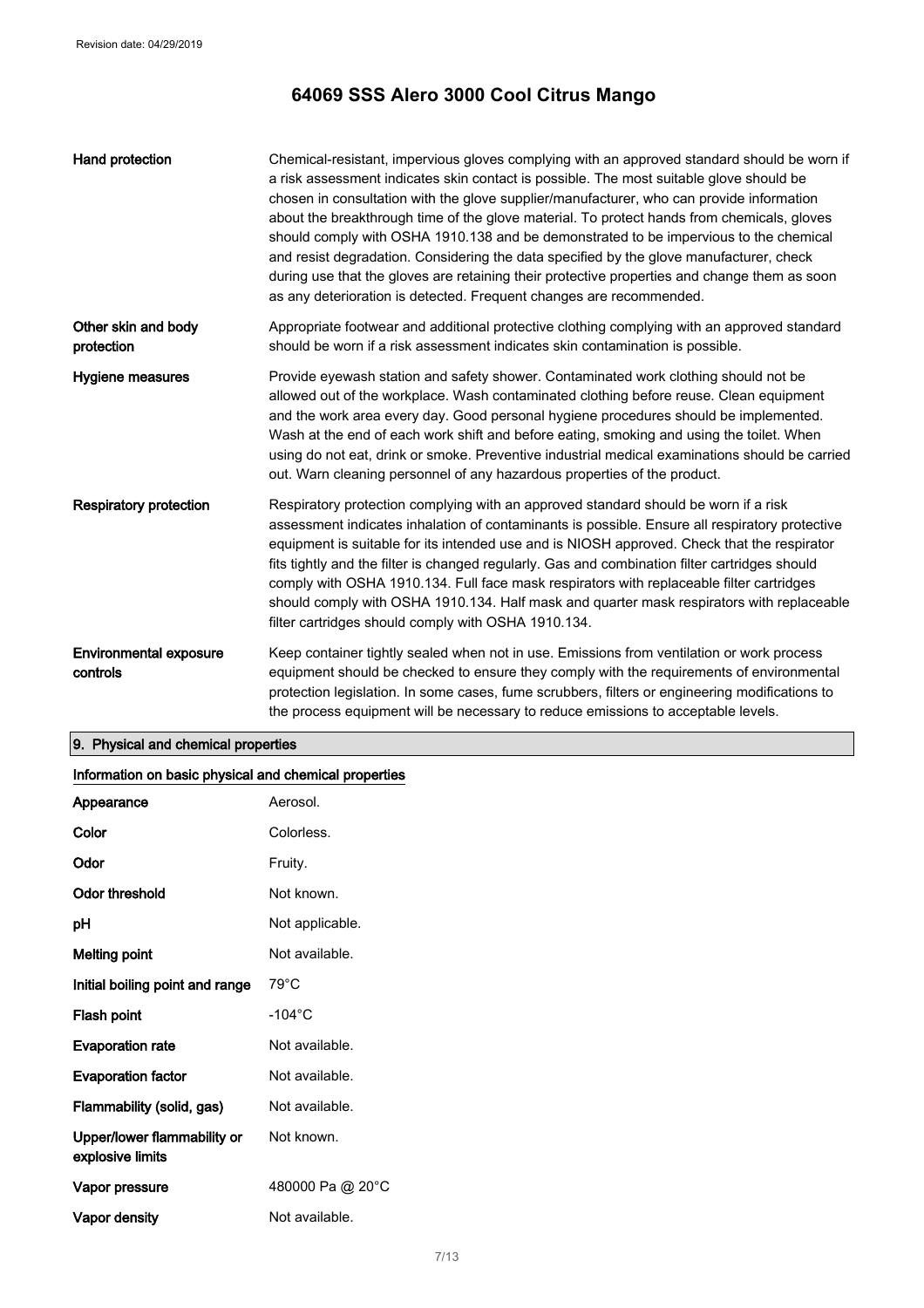| | |
|---|---|
| **Hand protection** | Chemical-resistant, impervious gloves complying with an approved standard should be worn if a risk assessment indicates skin contact is possible. The most suitable glove should be chosen in consultation with the glove supplier/manufacturer, who can provide information about the breakthrough time of the glove material. To protect hands from chemicals, gloves should comply with OSHA 1910.138 and be demonstrated to be impervious to the chemical and resist degradation. Considering the data specified by the glove manufacturer, check during use that the gloves are retaining their protective properties and change them as soon as any deterioration is detected. Frequent changes are recommended. |
| **Other skin and body protection** | Appropriate footwear and additional protective clothing complying with an approved standard should be worn if a risk assessment indicates skin contamination is possible. |
| **Hygiene measures** | Provide eyewash station and safety shower. Contaminated work clothing should not be allowed out of the workplace. Wash contaminated clothing before reuse. Clean equipment and the work area every day. Good personal hygiene procedures should be implemented. Wash at the end of each work shift and before eating, smoking and using the toilet. When using do not eat, drink or smoke. Preventive industrial medical examinations should be carried out. Warn cleaning personnel of any hazardous properties of the product. |
| **Respiratory protection** | Respiratory protection complying with an approved standard should be worn if a risk assessment indicates inhalation of contaminants is possible. Ensure all respiratory protective equipment is suitable for its intended use and is NIOSH approved. Check that the respirator fits tightly and the filter is changed regularly. Gas and combination filter cartridges should comply with OSHA 1910.134. Full face mask respirators with replaceable filter cartridges should comply with OSHA 1910.134. Half mask and quarter mask respirators with replaceable filter cartridges should comply with OSHA 1910.134. |
| **Environmental exposure controls** | Keep container tightly sealed when not in use. Emissions from ventilation or work process equipment should be checked to ensure they comply with the requirements of environmental protection legislation. In some cases, fume scrubbers, filters or engineering modifications to the process equipment will be necessary to reduce emissions to acceptable levels. |

## 9. Physical and chemical properties

### Information on basic physical and chemical properties

| | |
|---|---|
| **Appearance** | Aerosol. |
| **Color** | Colorless. |
| **Odor** | Fruity. |
| **Odor threshold** | Not known. |
| **pH** | Not applicable. |
| **Melting point** | Not available. |
| **Initial boiling point and range** | 79°C |
| **Flash point** | -104°C |
| **Evaporation rate** | Not available. |
| **Evaporation factor** | Not available. |
| **Flammability (solid, gas)** | Not available. |
| **Upper/lower flammability or explosive limits** | Not known. |
| **Vapor pressure** | 480000 Pa @ 20°C |
| **Vapor density** | Not available. |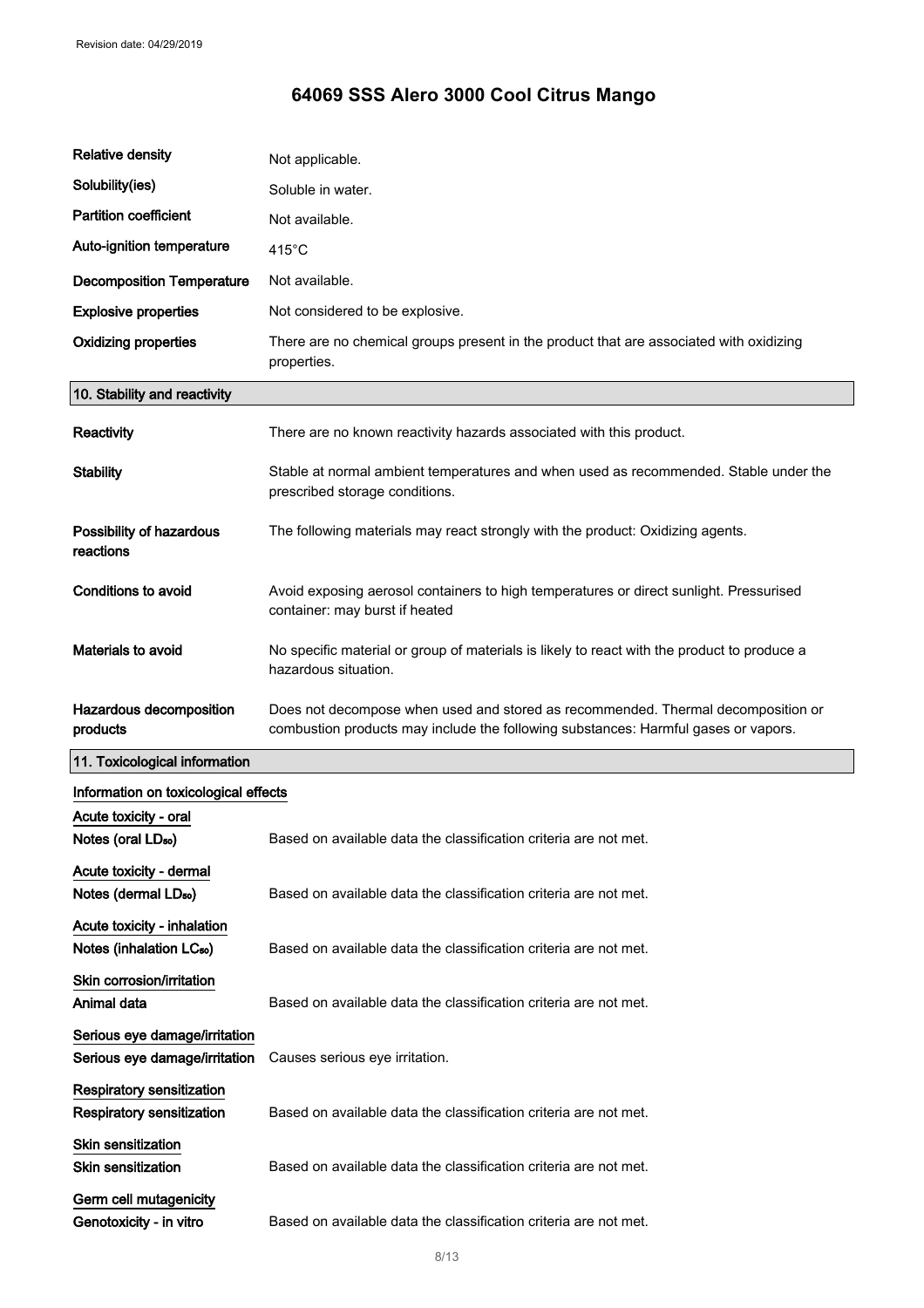| | |
|---|---|
| **Relative density** | Not applicable. |
| **Solubility(ies)** | Soluble in water. |
| **Partition coefficient** | Not available. |
| **Auto-ignition temperature** | 415°C |
| **Decomposition Temperature** | Not available. |
| **Explosive properties** | Not considered to be explosive. |
| **Oxidizing properties** | There are no chemical groups present in the product that are associated with oxidizing properties. |

## 10. Stability and reactivity

| | |
|---|---|
| **Reactivity** | There are no known reactivity hazards associated with this product. |
| **Stability** | Stable at normal ambient temperatures and when used as recommended. Stable under the prescribed storage conditions. |
| **Possibility of hazardous reactions** | The following materials may react strongly with the product: Oxidizing agents. |
| **Conditions to avoid** | Avoid exposing aerosol containers to high temperatures or direct sunlight. Pressurised container: may burst if heated |
| **Materials to avoid** | No specific material or group of materials is likely to react with the product to produce a hazardous situation. |
| **Hazardous decomposition products** | Does not decompose when used and stored as recommended. Thermal decomposition or combustion products may include the following substances: Harmful gases or vapors. |

## 11. Toxicological information

**Information on toxicological effects**

**Acute toxicity - oral**

**Notes (oral $LD_{50}$)** Based on available data the classification criteria are not met.

**Acute toxicity - dermal**

**Notes (dermal $LD_{50}$)** Based on available data the classification criteria are not met.

**Acute toxicity - inhalation**

**Notes (inhalation $LC_{50}$)** Based on available data the classification criteria are not met.

**Skin corrosion/irritation**

**Animal data** Based on available data the classification criteria are not met.

**Serious eye damage/irritation**

**Serious eye damage/irritation** Causes serious eye irritation.

**Respiratory sensitization**

**Respiratory sensitization** Based on available data the classification criteria are not met.

**Skin sensitization**

**Skin sensitization** Based on available data the classification criteria are not met.

**Germ cell mutagenicity**

**Genotoxicity - in vitro** Based on available data the classification criteria are not met.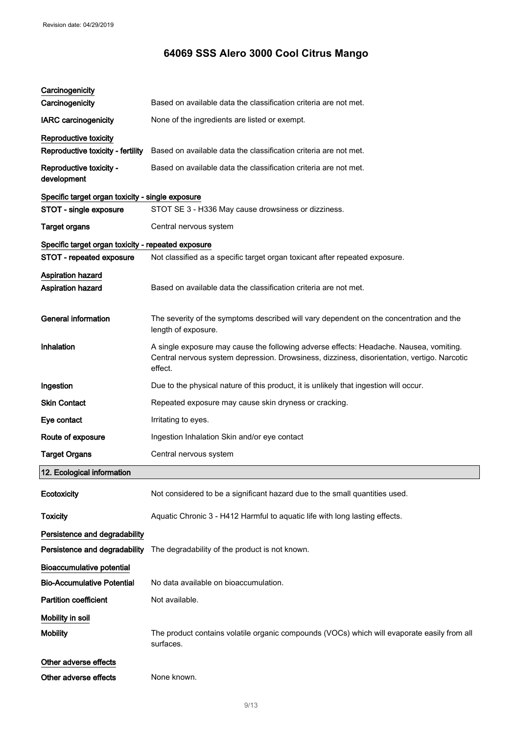**Carcinogenicity**

| | |
|---|---|
| **Carcinogenicity** | Based on available data the classification criteria are not met. |
| **IARC carcinogenicity** | None of the ingredients are listed or exempt. |

**Reproductive toxicity**

| | |
|---|---|
| **Reproductive toxicity - fertility** | Based on available data the classification criteria are not met. |
| **Reproductive toxicity - development** | Based on available data the classification criteria are not met. |

**Specific target organ toxicity - single exposure**

| | |
|---|---|
| **STOT - single exposure** | STOT SE 3 - H336 May cause drowsiness or dizziness. |
| **Target organs** | Central nervous system |

**Specific target organ toxicity - repeated exposure**

| | |
|---|---|
| **STOT - repeated exposure** | Not classified as a specific target organ toxicant after repeated exposure. |

**Aspiration hazard**

| | |
|---|---|
| **Aspiration hazard** | Based on available data the classification criteria are not met. |

| | |
|---|---|
| **General information** | The severity of the symptoms described will vary dependent on the concentration and the length of exposure. |
| **Inhalation** | A single exposure may cause the following adverse effects: Headache. Nausea, vomiting. Central nervous system depression. Drowsiness, dizziness, disorientation, vertigo. Narcotic effect. |
| **Ingestion** | Due to the physical nature of this product, it is unlikely that ingestion will occur. |
| **Skin Contact** | Repeated exposure may cause skin dryness or cracking. |
| **Eye contact** | Irritating to eyes. |
| **Route of exposure** | Ingestion Inhalation Skin and/or eye contact |
| **Target Organs** | Central nervous system |

## 12. Ecological information

| | |
|---|---|
| **Ecotoxicity** | Not considered to be a significant hazard due to the small quantities used. |
| **Toxicity** | Aquatic Chronic 3 - H412 Harmful to aquatic life with long lasting effects. |

**Persistence and degradability**

| | |
|---|---|
| **Persistence and degradability** | The degradability of the product is not known. |

**Bioaccumulative potential**

| | |
|---|---|
| **Bio-Accumulative Potential** | No data available on bioaccumulation. |
| **Partition coefficient** | Not available. |

**Mobility in soil**

| | |
|---|---|
| **Mobility** | The product contains volatile organic compounds (VOCs) which will evaporate easily from all surfaces. |

**Other adverse effects**

| | |
|---|---|
| **Other adverse effects** | None known. |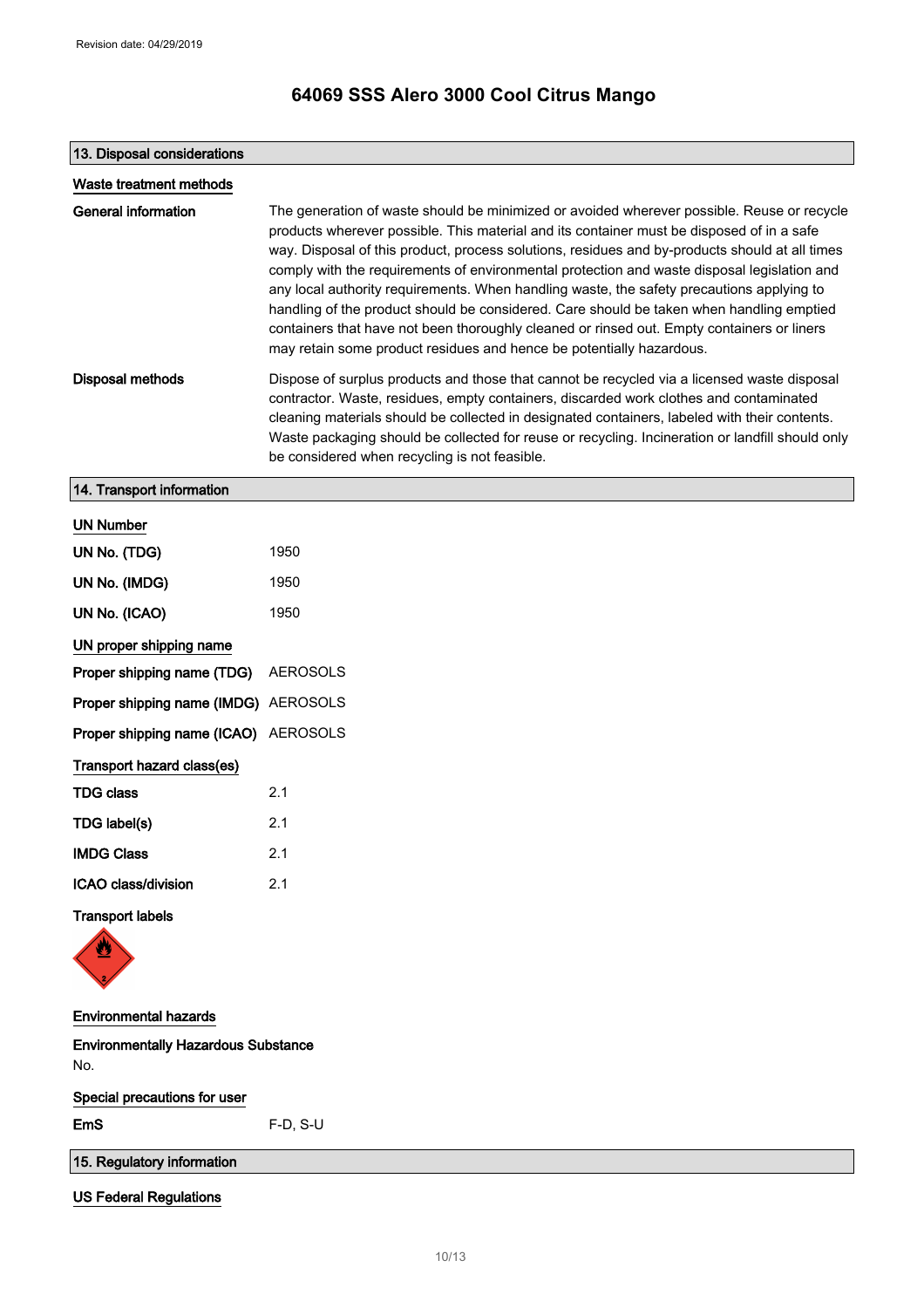Revision date: 04/29/2019

# 64069 SSS Alero 3000 Cool Citrus Mango

## 13. Disposal considerations

### Waste treatment methods

**General information**

The generation of waste should be minimized or avoided wherever possible. Reuse or recycle products wherever possible. This material and its container must be disposed of in a safe way. Disposal of this product, process solutions, residues and by-products should at all times comply with the requirements of environmental protection and waste disposal legislation and any local authority requirements. When handling waste, the safety precautions applying to handling of the product should be considered. Care should be taken when handling emptied containers that have not been thoroughly cleaned or rinsed out. Empty containers or liners may retain some product residues and hence be potentially hazardous.

**Disposal methods**

Dispose of surplus products and those that cannot be recycled via a licensed waste disposal contractor. Waste, residues, empty containers, discarded work clothes and contaminated cleaning materials should be collected in designated containers, labeled with their contents. Waste packaging should be collected for reuse or recycling. Incineration or landfill should only be considered when recycling is not feasible.

## 14. Transport information

### UN Number

| | |
|---|---|
| **UN No. (TDG)** | 1950 |
| **UN No. (IMDG)** | 1950 |
| **UN No. (ICAO)** | 1950 |

### UN proper shipping name

| | |
|---|---|
| **Proper shipping name (TDG)** | AEROSOLS |
| **Proper shipping name (IMDG)** | AEROSOLS |
| **Proper shipping name (ICAO)** | AEROSOLS |

### Transport hazard class(es)

| | |
|---|---|
| **TDG class** | 2.1 |
| **TDG label(s)** | 2.1 |
| **IMDG Class** | 2.1 |
| **ICAO class/division** | 2.1 |

**Transport labels**

### Environmental hazards

**Environmentally Hazardous Substance**

No.

### Special precautions for user

| | |
|---|---|
| **EmS** | F-D, S-U |

## 15. Regulatory information

### US Federal Regulations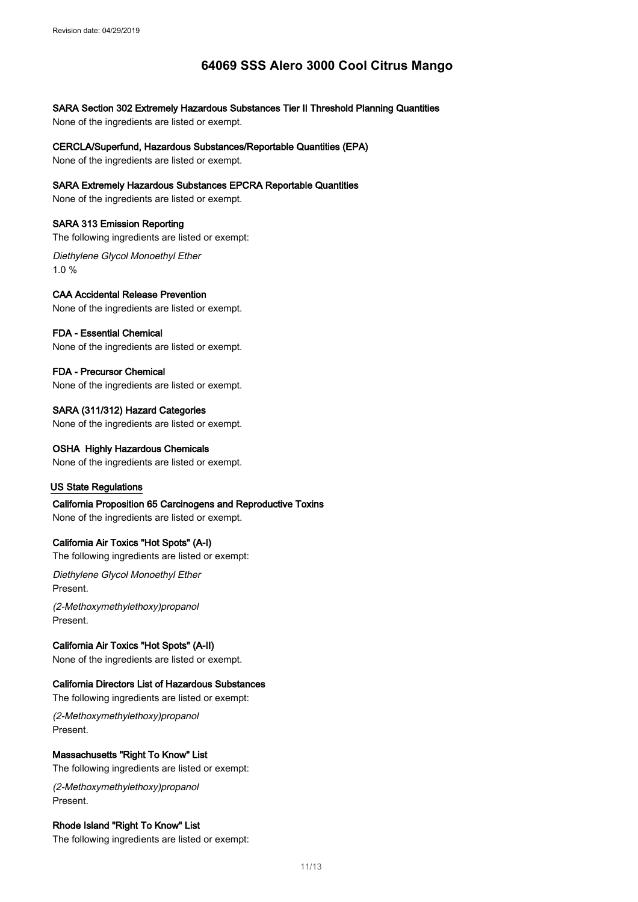**SARA Section 302 Extremely Hazardous Substances Tier II Threshold Planning Quantities**

None of the ingredients are listed or exempt.

**CERCLA/Superfund, Hazardous Substances/Reportable Quantities (EPA)**

None of the ingredients are listed or exempt.

**SARA Extremely Hazardous Substances EPCRA Reportable Quantities**

None of the ingredients are listed or exempt.

**SARA 313 Emission Reporting**

The following ingredients are listed or exempt:

*Diethylene Glycol Monoethyl Ether*
1.0 %

**CAA Accidental Release Prevention**

None of the ingredients are listed or exempt.

**FDA - Essential Chemical**

None of the ingredients are listed or exempt.

**FDA - Precursor Chemical**

None of the ingredients are listed or exempt.

**SARA (311/312) Hazard Categories**

None of the ingredients are listed or exempt.

**OSHA Highly Hazardous Chemicals**

None of the ingredients are listed or exempt.

## US State Regulations

**California Proposition 65 Carcinogens and Reproductive Toxins**

None of the ingredients are listed or exempt.

**California Air Toxics "Hot Spots" (A-I)**

The following ingredients are listed or exempt:

*Diethylene Glycol Monoethyl Ether*
Present.

*(2-Methoxymethylethoxy)propanol*
Present.

**California Air Toxics "Hot Spots" (A-II)**

None of the ingredients are listed or exempt.

**California Directors List of Hazardous Substances**

The following ingredients are listed or exempt:

*(2-Methoxymethylethoxy)propanol*
Present.

**Massachusetts "Right To Know" List**

The following ingredients are listed or exempt:

*(2-Methoxymethylethoxy)propanol*
Present.

**Rhode Island "Right To Know" List**

The following ingredients are listed or exempt: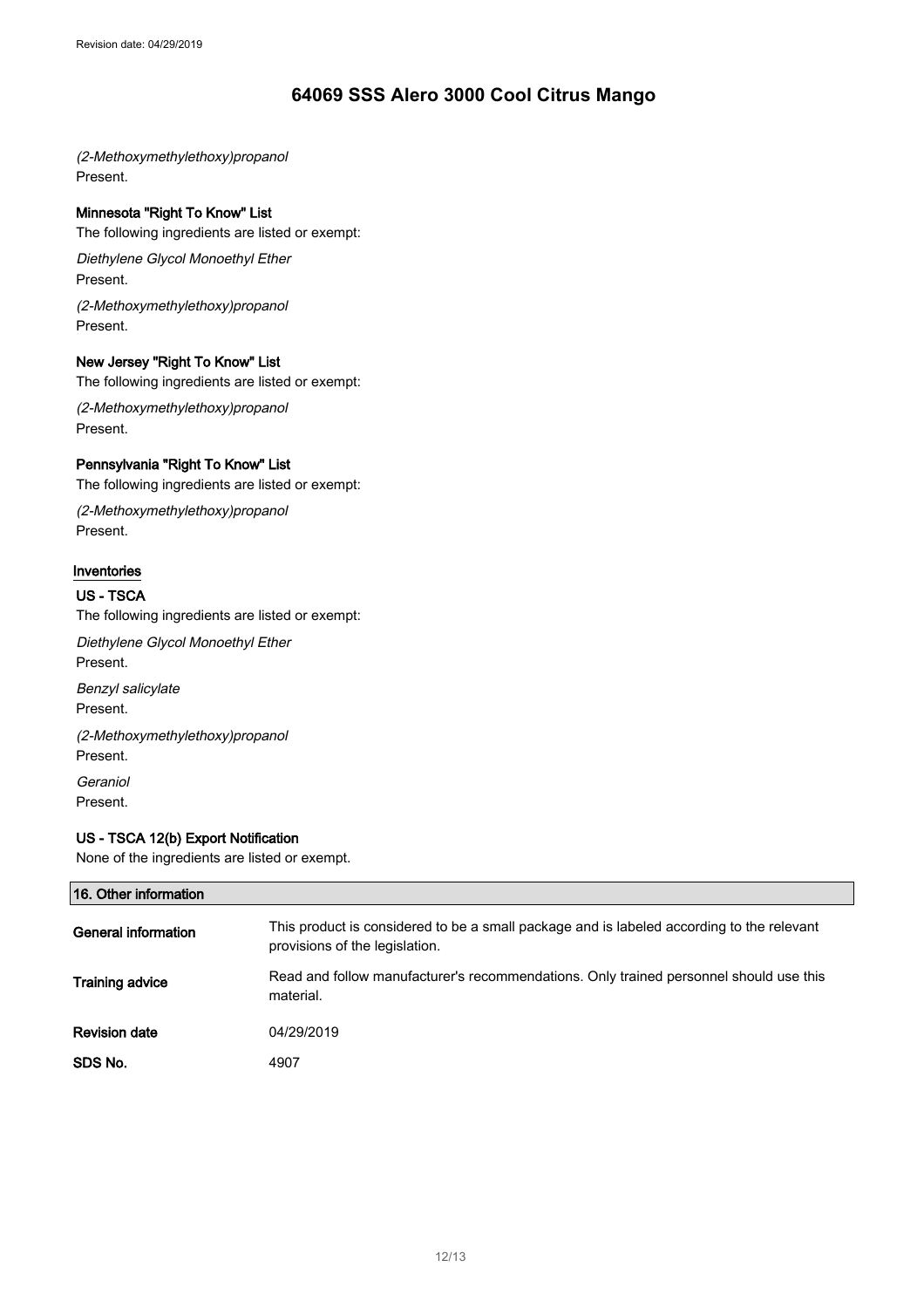*(2-Methoxymethylethoxy)propanol*
Present.

**Minnesota "Right To Know" List**
The following ingredients are listed or exempt:

*Diethylene Glycol Monoethyl Ether*
Present.

*(2-Methoxymethylethoxy)propanol*
Present.

**New Jersey "Right To Know" List**
The following ingredients are listed or exempt:

*(2-Methoxymethylethoxy)propanol*
Present.

**Pennsylvania "Right To Know" List**
The following ingredients are listed or exempt:

*(2-Methoxymethylethoxy)propanol*
Present.

**Inventories**

**US - TSCA**
The following ingredients are listed or exempt:

*Diethylene Glycol Monoethyl Ether*
Present.

*Benzyl salicylate*
Present.

*(2-Methoxymethylethoxy)propanol*
Present.

*Geraniol*
Present.

**US - TSCA 12(b) Export Notification**
None of the ingredients are listed or exempt.

## 16. Other information

| | |
|---|---|
| **General information** | This product is considered to be a small package and is labeled according to the relevant provisions of the legislation. |
| **Training advice** | Read and follow manufacturer's recommendations. Only trained personnel should use this material. |
| **Revision date** | 04/29/2019 |
| **SDS No.** | 4907 |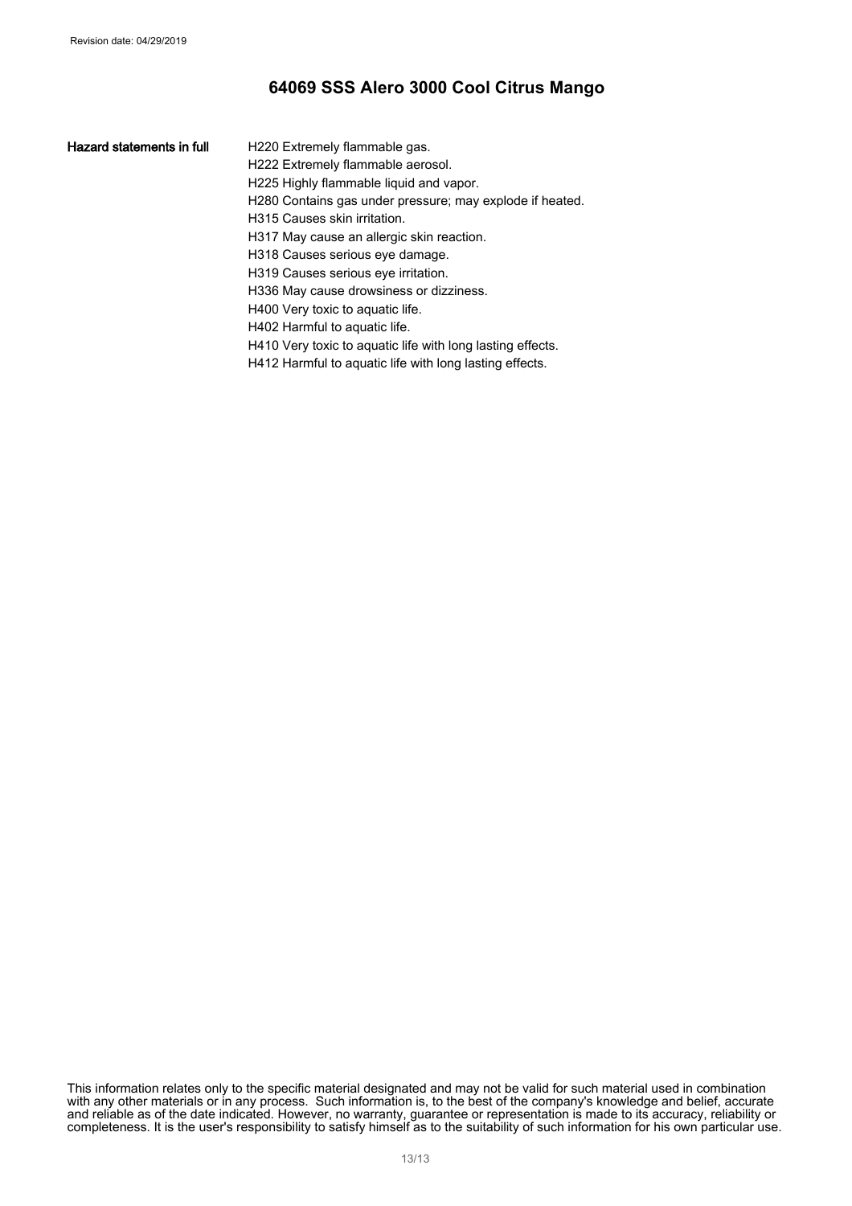**Hazard statements in full**

H220 Extremely flammable gas.
H222 Extremely flammable aerosol.
H225 Highly flammable liquid and vapor.
H280 Contains gas under pressure; may explode if heated.
H315 Causes skin irritation.
H317 May cause an allergic skin reaction.
H318 Causes serious eye damage.
H319 Causes serious eye irritation.
H336 May cause drowsiness or dizziness.
H400 Very toxic to aquatic life.
H402 Harmful to aquatic life.
H410 Very toxic to aquatic life with long lasting effects.
H412 Harmful to aquatic life with long lasting effects.

This information relates only to the specific material designated and may not be valid for such material used in combination with any other materials or in any process. Such information is, to the best of the company's knowledge and belief, accurate and reliable as of the date indicated. However, no warranty, guarantee or representation is made to its accuracy, reliability or completeness. It is the user's responsibility to satisfy himself as to the suitability of such information for his own particular use.